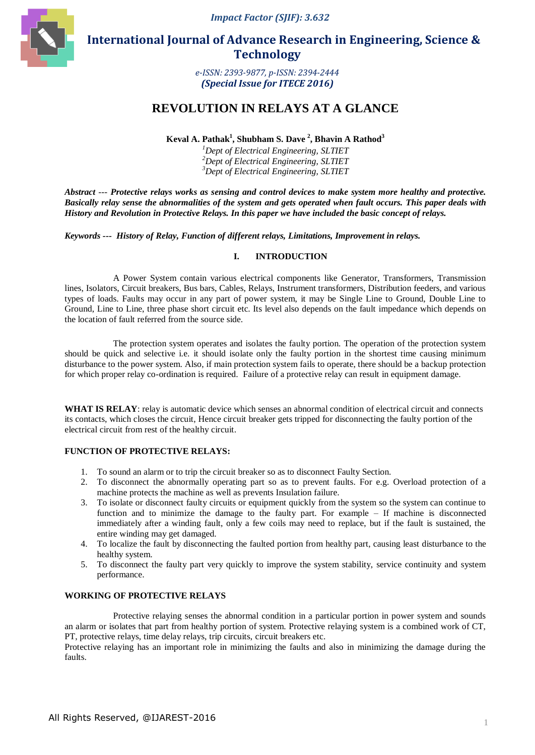# REVOLUTION IN RELAYS AT A GLANCE

**Keval A. Pathak[1], Shubham S. Dave [2], Bhavin A Rathod[3]**

*[1]Dept of Electrical Engineering, SLTIET*
*[2]Dept of Electrical Engineering, SLTIET*
*[3]Dept of Electrical Engineering, SLTIET*

***Abstract --- Protective relays works as sensing and control devices to make system more healthy and protective. Basically relay sense the abnormalities of the system and gets operated when fault occurs. This paper deals with History and Revolution in Protective Relays. In this paper we have included the basic concept of relays.***

***Keywords --- History of Relay, Function of different relays, Limitations, Improvement in relays.***

## I. INTRODUCTION

A Power System contain various electrical components like Generator, Transformers, Transmission lines, Isolators, Circuit breakers, Bus bars, Cables, Relays, Instrument transformers, Distribution feeders, and various types of loads. Faults may occur in any part of power system, it may be Single Line to Ground, Double Line to Ground, Line to Line, three phase short circuit etc. Its level also depends on the fault impedance which depends on the location of fault referred from the source side.

The protection system operates and isolates the faulty portion. The operation of the protection system should be quick and selective i.e. it should isolate only the faulty portion in the shortest time causing minimum disturbance to the power system. Also, if main protection system fails to operate, there should be a backup protection for which proper relay co-ordination is required. Failure of a protective relay can result in equipment damage.

**WHAT IS RELAY**: relay is automatic device which senses an abnormal condition of electrical circuit and connects its contacts, which closes the circuit, Hence circuit breaker gets tripped for disconnecting the faulty portion of the electrical circuit from rest of the healthy circuit.

### FUNCTION OF PROTECTIVE RELAYS:

1. To sound an alarm or to trip the circuit breaker so as to disconnect Faulty Section.
2. To disconnect the abnormally operating part so as to prevent faults. For e.g. Overload protection of a machine protects the machine as well as prevents Insulation failure.
3. To isolate or disconnect faulty circuits or equipment quickly from the system so the system can continue to function and to minimize the damage to the faulty part. For example – If machine is disconnected immediately after a winding fault, only a few coils may need to replace, but if the fault is sustained, the entire winding may get damaged.
4. To localize the fault by disconnecting the faulted portion from healthy part, causing least disturbance to the healthy system.
5. To disconnect the faulty part very quickly to improve the system stability, service continuity and system performance.

### WORKING OF PROTECTIVE RELAYS

Protective relaying senses the abnormal condition in a particular portion in power system and sounds an alarm or isolates that part from healthy portion of system. Protective relaying system is a combined work of CT, PT, protective relays, time delay relays, trip circuits, circuit breakers etc.
Protective relaying has an important role in minimizing the faults and also in minimizing the damage during the faults.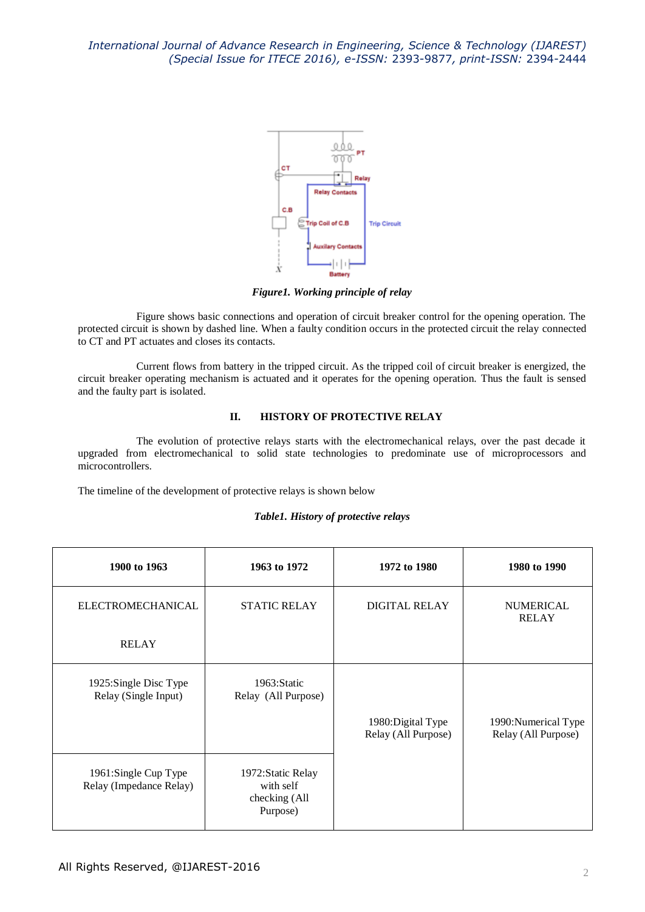*Figure1. Working principle of relay*

Figure shows basic connections and operation of circuit breaker control for the opening operation. The protected circuit is shown by dashed line. When a faulty condition occurs in the protected circuit the relay connected to CT and PT actuates and closes its contacts.

Current flows from battery in the tripped circuit. As the tripped coil of circuit breaker is energized, the circuit breaker operating mechanism is actuated and it operates for the opening operation. Thus the fault is sensed and the faulty part is isolated.

## II. HISTORY OF PROTECTIVE RELAY

The evolution of protective relays starts with the electromechanical relays, over the past decade it upgraded from electromechanical to solid state technologies to predominate use of microprocessors and microcontrollers.

The timeline of the development of protective relays is shown below

***Table1. History of protective relays***

| **1900 to 1963** | **1963 to 1972** | **1972 to 1980** | **1980 to 1990** |
|---|---|---|---|
| ELECTROMECHANICAL RELAY | STATIC RELAY | DIGITAL RELAY | NUMERICAL RELAY |
| 1925:Single Disc Type Relay (Single Input) | 1963:Static Relay (All Purpose) | 1980:Digital Type Relay (All Purpose) | 1990:Numerical Type Relay (All Purpose) |
| 1961:Single Cup Type Relay (Impedance Relay) | 1972:Static Relay with self checking (All Purpose) | | |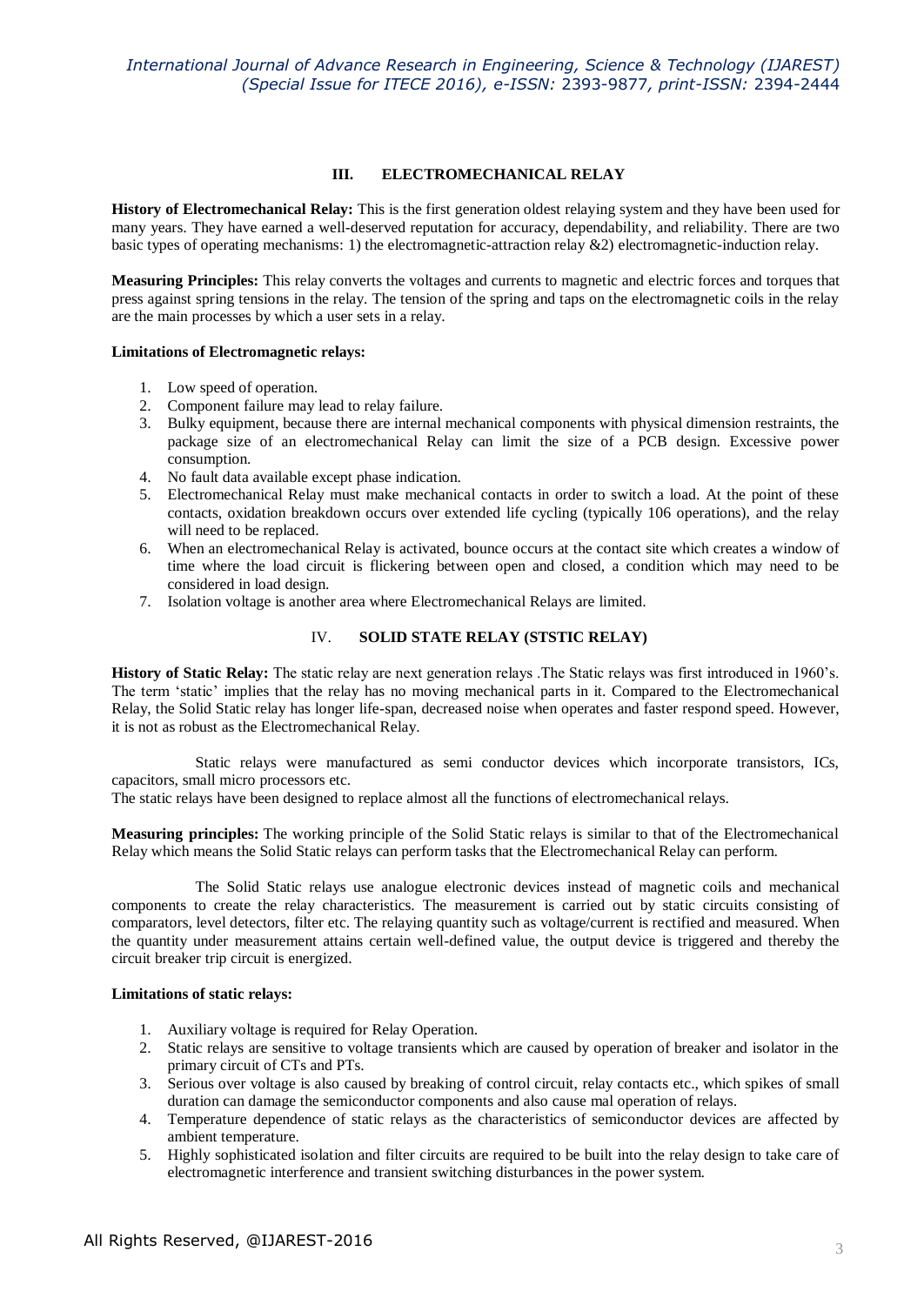## III. ELECTROMECHANICAL RELAY

**History of Electromechanical Relay:** This is the first generation oldest relaying system and they have been used for many years. They have earned a well-deserved reputation for accuracy, dependability, and reliability. There are two basic types of operating mechanisms: 1) the electromagnetic-attraction relay &2) electromagnetic-induction relay.

**Measuring Principles:** This relay converts the voltages and currents to magnetic and electric forces and torques that press against spring tensions in the relay. The tension of the spring and taps on the electromagnetic coils in the relay are the main processes by which a user sets in a relay.

**Limitations of Electromagnetic relays:**

1. Low speed of operation.
2. Component failure may lead to relay failure.
3. Bulky equipment, because there are internal mechanical components with physical dimension restraints, the package size of an electromechanical Relay can limit the size of a PCB design. Excessive power consumption.
4. No fault data available except phase indication.
5. Electromechanical Relay must make mechanical contacts in order to switch a load. At the point of these contacts, oxidation breakdown occurs over extended life cycling (typically 106 operations), and the relay will need to be replaced.
6. When an electromechanical Relay is activated, bounce occurs at the contact site which creates a window of time where the load circuit is flickering between open and closed, a condition which may need to be considered in load design.
7. Isolation voltage is another area where Electromechanical Relays are limited.

## IV. SOLID STATE RELAY (STSTIC RELAY)

**History of Static Relay:** The static relay are next generation relays .The Static relays was first introduced in 1960's. The term 'static' implies that the relay has no moving mechanical parts in it. Compared to the Electromechanical Relay, the Solid Static relay has longer life-span, decreased noise when operates and faster respond speed. However, it is not as robust as the Electromechanical Relay.

Static relays were manufactured as semi conductor devices which incorporate transistors, ICs, capacitors, small micro processors etc.

The static relays have been designed to replace almost all the functions of electromechanical relays.

**Measuring principles:** The working principle of the Solid Static relays is similar to that of the Electromechanical Relay which means the Solid Static relays can perform tasks that the Electromechanical Relay can perform.

The Solid Static relays use analogue electronic devices instead of magnetic coils and mechanical components to create the relay characteristics. The measurement is carried out by static circuits consisting of comparators, level detectors, filter etc. The relaying quantity such as voltage/current is rectified and measured. When the quantity under measurement attains certain well-defined value, the output device is triggered and thereby the circuit breaker trip circuit is energized.

**Limitations of static relays:**

1. Auxiliary voltage is required for Relay Operation.
2. Static relays are sensitive to voltage transients which are caused by operation of breaker and isolator in the primary circuit of CTs and PTs.
3. Serious over voltage is also caused by breaking of control circuit, relay contacts etc., which spikes of small duration can damage the semiconductor components and also cause mal operation of relays.
4. Temperature dependence of static relays as the characteristics of semiconductor devices are affected by ambient temperature.
5. Highly sophisticated isolation and filter circuits are required to be built into the relay design to take care of electromagnetic interference and transient switching disturbances in the power system.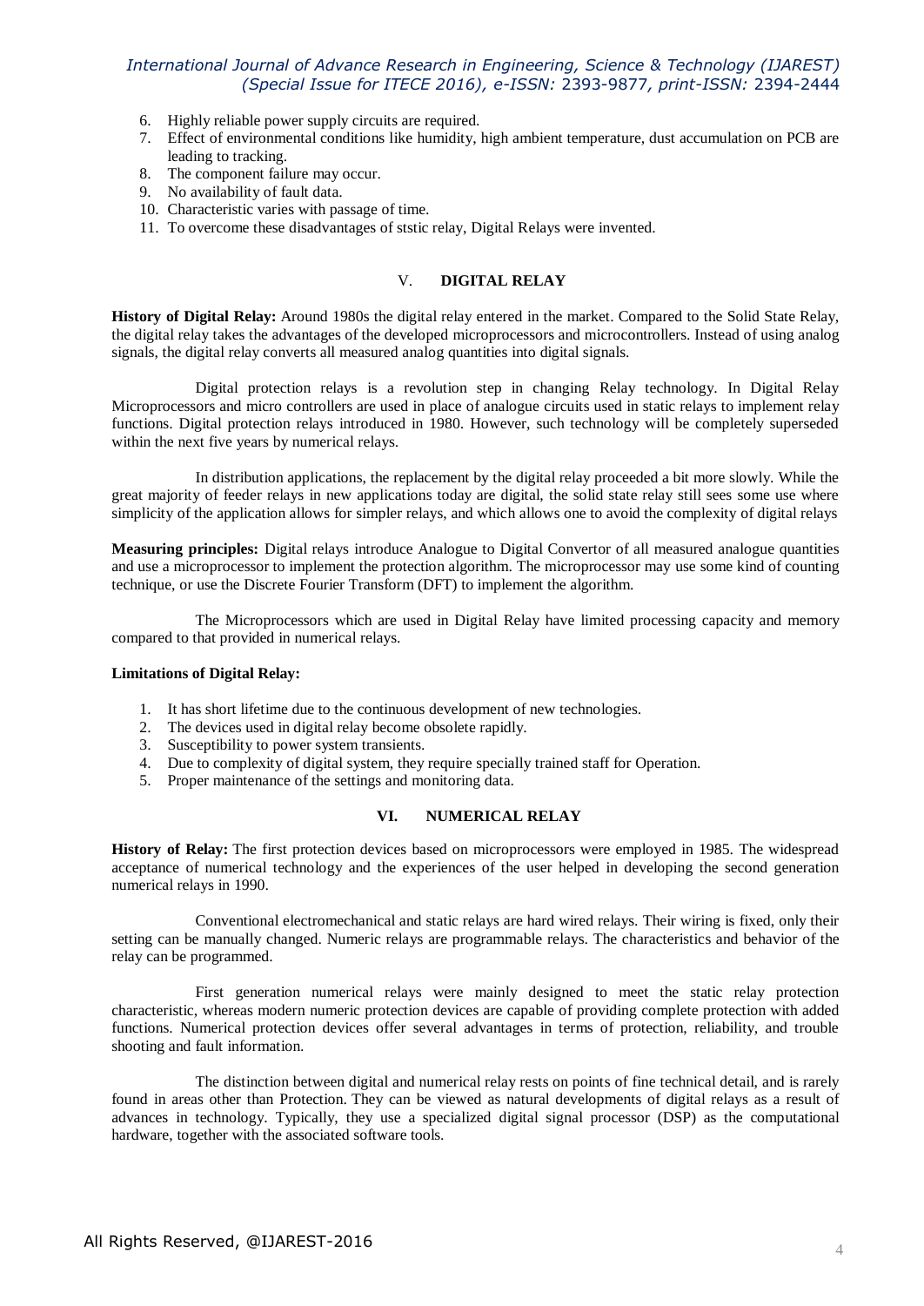6. Highly reliable power supply circuits are required.
7. Effect of environmental conditions like humidity, high ambient temperature, dust accumulation on PCB are leading to tracking.
8. The component failure may occur.
9. No availability of fault data.
10. Characteristic varies with passage of time.
11. To overcome these disadvantages of ststic relay, Digital Relays were invented.

## V. DIGITAL RELAY

**History of Digital Relay:** Around 1980s the digital relay entered in the market. Compared to the Solid State Relay, the digital relay takes the advantages of the developed microprocessors and microcontrollers. Instead of using analog signals, the digital relay converts all measured analog quantities into digital signals.

Digital protection relays is a revolution step in changing Relay technology. In Digital Relay Microprocessors and micro controllers are used in place of analogue circuits used in static relays to implement relay functions. Digital protection relays introduced in 1980. However, such technology will be completely superseded within the next five years by numerical relays.

In distribution applications, the replacement by the digital relay proceeded a bit more slowly. While the great majority of feeder relays in new applications today are digital, the solid state relay still sees some use where simplicity of the application allows for simpler relays, and which allows one to avoid the complexity of digital relays

**Measuring principles:** Digital relays introduce Analogue to Digital Convertor of all measured analogue quantities and use a microprocessor to implement the protection algorithm. The microprocessor may use some kind of counting technique, or use the Discrete Fourier Transform (DFT) to implement the algorithm.

The Microprocessors which are used in Digital Relay have limited processing capacity and memory compared to that provided in numerical relays.

**Limitations of Digital Relay:**

1. It has short lifetime due to the continuous development of new technologies.
2. The devices used in digital relay become obsolete rapidly.
3. Susceptibility to power system transients.
4. Due to complexity of digital system, they require specially trained staff for Operation.
5. Proper maintenance of the settings and monitoring data.

## VI. NUMERICAL RELAY

**History of Relay:** The first protection devices based on microprocessors were employed in 1985. The widespread acceptance of numerical technology and the experiences of the user helped in developing the second generation numerical relays in 1990.

Conventional electromechanical and static relays are hard wired relays. Their wiring is fixed, only their setting can be manually changed. Numeric relays are programmable relays. The characteristics and behavior of the relay can be programmed.

First generation numerical relays were mainly designed to meet the static relay protection characteristic, whereas modern numeric protection devices are capable of providing complete protection with added functions. Numerical protection devices offer several advantages in terms of protection, reliability, and trouble shooting and fault information.

The distinction between digital and numerical relay rests on points of fine technical detail, and is rarely found in areas other than Protection. They can be viewed as natural developments of digital relays as a result of advances in technology. Typically, they use a specialized digital signal processor (DSP) as the computational hardware, together with the associated software tools.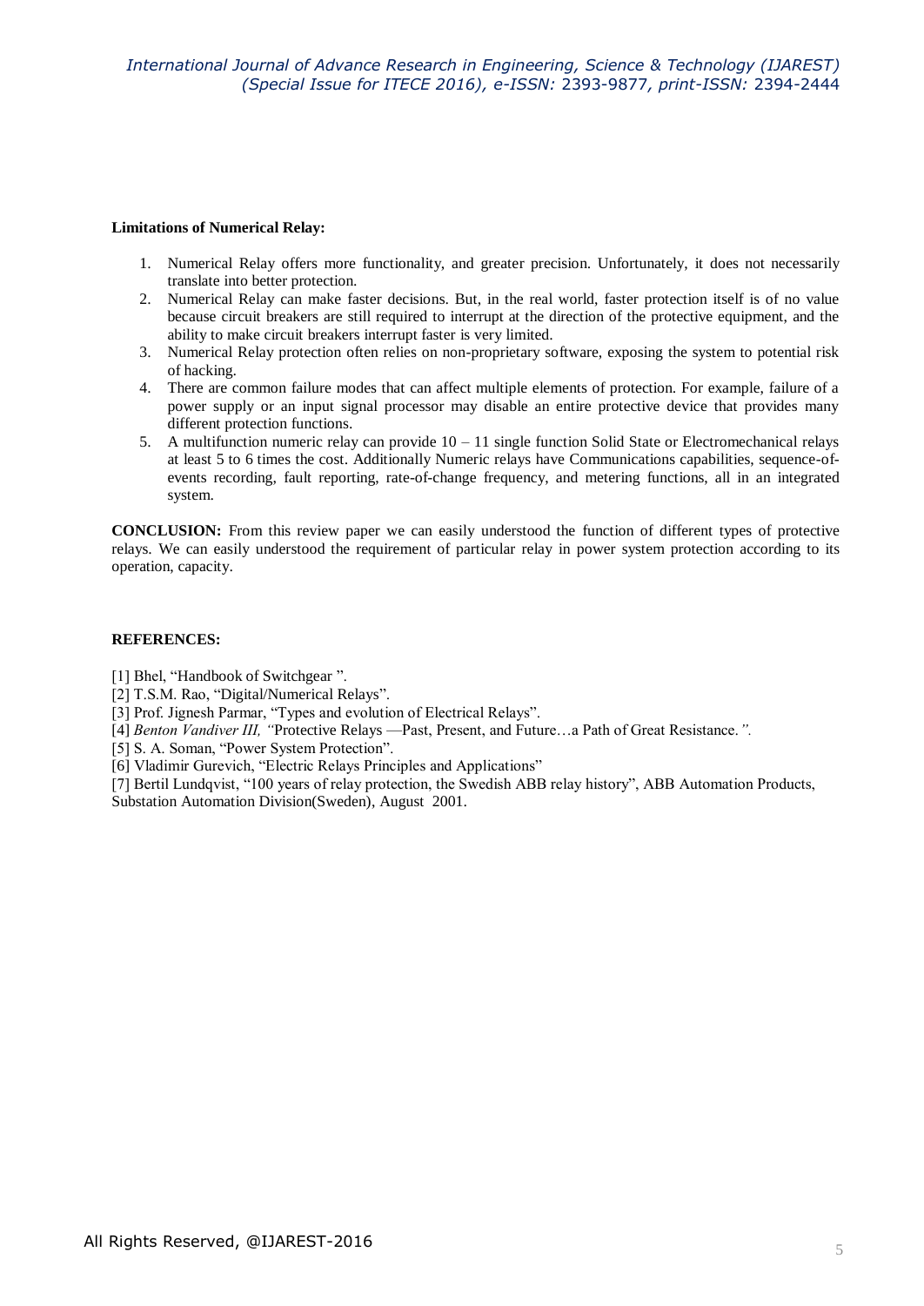**Limitations of Numerical Relay:**

1. Numerical Relay offers more functionality, and greater precision. Unfortunately, it does not necessarily translate into better protection.
2. Numerical Relay can make faster decisions. But, in the real world, faster protection itself is of no value because circuit breakers are still required to interrupt at the direction of the protective equipment, and the ability to make circuit breakers interrupt faster is very limited.
3. Numerical Relay protection often relies on non-proprietary software, exposing the system to potential risk of hacking.
4. There are common failure modes that can affect multiple elements of protection. For example, failure of a power supply or an input signal processor may disable an entire protective device that provides many different protection functions.
5. A multifunction numeric relay can provide 10 – 11 single function Solid State or Electromechanical relays at least 5 to 6 times the cost. Additionally Numeric relays have Communications capabilities, sequence-of-events recording, fault reporting, rate-of-change frequency, and metering functions, all in an integrated system.

**CONCLUSION:** From this review paper we can easily understood the function of different types of protective relays. We can easily understood the requirement of particular relay in power system protection according to its operation, capacity.

**REFERENCES:**

[1] Bhel, "Handbook of Switchgear ".
[2] T.S.M. Rao, "Digital/Numerical Relays".
[3] Prof. Jignesh Parmar, "Types and evolution of Electrical Relays".
[4] *Benton Vandiver III, "*Protective Relays —Past, Present, and Future…a Path of Great Resistance.*".*
[5] S. A. Soman, "Power System Protection".
[6] Vladimir Gurevich, "Electric Relays Principles and Applications"
[7] Bertil Lundqvist, "100 years of relay protection, the Swedish ABB relay history", ABB Automation Products, Substation Automation Division(Sweden), August 2001.